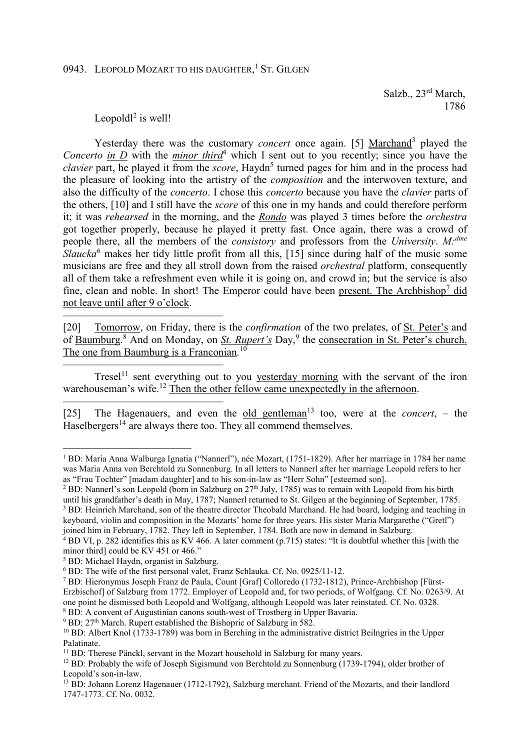0943. LEOPOLD MOZART TO HIS DAUGHTER,[1] ST. GILGEN

Salzb., 23rd March, 1786

Leopoldl[2] is well!

Yesterday there was the customary *concert* once again. [5] Marchand[3] played the *Concerto in D* with the *minor third*[4] which I sent out to you recently; since you have the *clavier* part, he played it from the *score*, Haydn[5] turned pages for him and in the process had the pleasure of looking into the artistry of the *composition* and the interwoven texture, and also the difficulty of the *concerto*. I chose this *concerto* because you have the *clavier* parts of the others, [10] and I still have the *score* of this one in my hands and could therefore perform it; it was *rehearsed* in the morning, and the *Rondo* was played 3 times before the *orchestra* got together properly, because he played it pretty fast. Once again, there was a crowd of people there, all the members of the *consistory* and professors from the *University*. *M:dme Slaucka*[6] makes her tidy little profit from all this, [15] since during half of the music some musicians are free and they all stroll down from the raised *orchestral* platform, consequently all of them take a refreshment even while it is going on, and crowd in; but the service is also fine, clean and noble. In short! The Emperor could have been present. The Archbishop[7] did not leave until after 9 o'clock.

---

[20] Tomorrow, on Friday, there is the *confirmation* of the two prelates, of St. Peter's and of Baumburg.[8] And on Monday, on *St. Rupert's* Day,[9] the consecration in St. Peter's church. The one from Baumburg is a Franconian.[10]

---

Tresel[11] sent everything out to you yesterday morning with the servant of the iron warehouseman's wife.[12] Then the other fellow came unexpectedly in the afternoon.

---

[25] The Hagenauers, and even the old gentleman[13] too, were at the *concert*, – the Haselbergers[14] are always there too. They all commend themselves.

---

[1] BD: Maria Anna Walburga Ignatia ("Nannerl"), née Mozart, (1751-1829). After her marriage in 1784 her name was Maria Anna von Berchtold zu Sonnenburg. In all letters to Nannerl after her marriage Leopold refers to her as "Frau Tochter" [madam daughter] and to his son-in-law as "Herr Sohn" [esteemed son].

[2] BD: Nannerl's son Leopold (born in Salzburg on 27th July, 1785) was to remain with Leopold from his birth until his grandfather's death in May, 1787; Nannerl returned to St. Gilgen at the beginning of September, 1785.

[3] BD: Heinrich Marchand, son of the theatre director Theobald Marchand. He had board, lodging and teaching in keyboard, violin and composition in the Mozarts' home for three years. His sister Maria Margarethe ("Gretl") joined him in February, 1782. They left in September, 1784. Both are now in demand in Salzburg.

[4] BD VI, p. 282 identifies this as KV 466. A later comment (p.715) states: "It is doubtful whether this [with the minor third] could be KV 451 or 466."

[5] BD: Michael Haydn, organist in Salzburg.

[6] BD: The wife of the first personal valet, Franz Schlauka. Cf. No. 0925/11-12.

[7] BD: Hieronymus Joseph Franz de Paula, Count [Graf] Colloredo (1732-1812), Prince-Archbishop [Fürst-Erzbischof] of Salzburg from 1772. Employer of Leopold and, for two periods, of Wolfgang. Cf. No. 0263/9. At one point he dismissed both Leopold and Wolfgang, although Leopold was later reinstated. Cf. No. 0328.

[8] BD: A convent of Augustinian canons south-west of Trostberg in Upper Bavaria.

[9] BD: 27th March. Rupert established the Bishopric of Salzburg in 582.

[10] BD: Albert Knol (1733-1789) was born in Berching in the administrative district Beilngries in the Upper Palatinate.

[11] BD: Therese Pänckl, servant in the Mozart household in Salzburg for many years.

[12] BD: Probably the wife of Joseph Sigismund von Berchtold zu Sonnenburg (1739-1794), older brother of Leopold's son-in-law.

[13] BD: Johann Lorenz Hagenauer (1712-1792), Salzburg merchant. Friend of the Mozarts, and their landlord 1747-1773. Cf. No. 0032.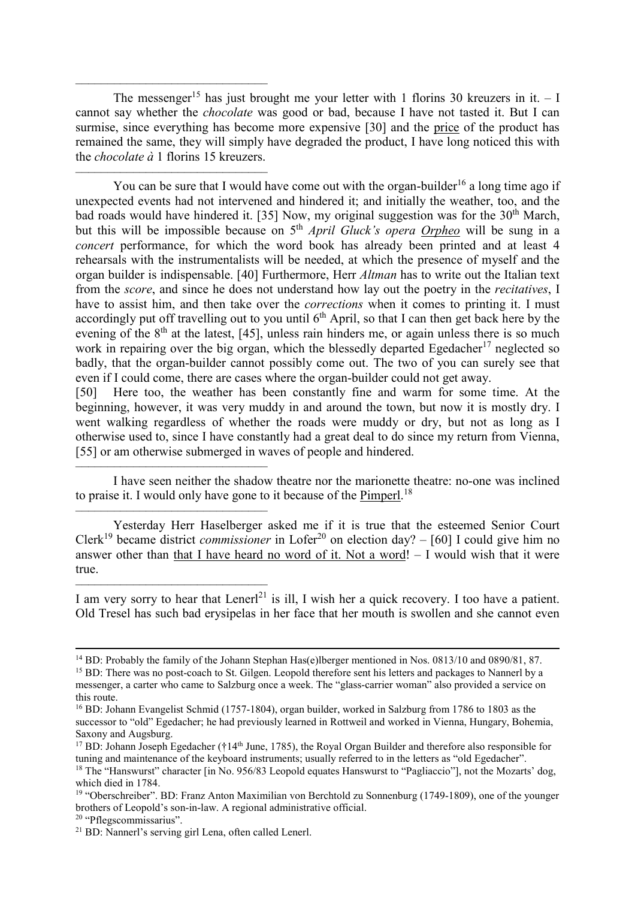———————————————

The messenger[15] has just brought me your letter with 1 florins 30 kreuzers in it. – I cannot say whether the *chocolate* was good or bad, because I have not tasted it. But I can surmise, since everything has become more expensive [30] and the price of the product has remained the same, they will simply have degraded the product, I have long noticed this with the *chocolate à* 1 florins 15 kreuzers.

———————————————

You can be sure that I would have come out with the organ-builder[16] a long time ago if unexpected events had not intervened and hindered it; and initially the weather, too, and the bad roads would have hindered it. [35] Now, my original suggestion was for the 30th March, but this will be impossible because on 5th *April Gluck's opera Orpheo* will be sung in a *concert* performance, for which the word book has already been printed and at least 4 rehearsals with the instrumentalists will be needed, at which the presence of myself and the organ builder is indispensable. [40] Furthermore, Herr *Altman* has to write out the Italian text from the *score*, and since he does not understand how lay out the poetry in the *recitatives*, I have to assist him, and then take over the *corrections* when it comes to printing it. I must accordingly put off travelling out to you until 6th April, so that I can then get back here by the evening of the 8th at the latest, [45], unless rain hinders me, or again unless there is so much work in repairing over the big organ, which the blessedly departed Egedacher[17] neglected so badly, that the organ-builder cannot possibly come out. The two of you can surely see that even if I could come, there are cases where the organ-builder could not get away.

[50] Here too, the weather has been constantly fine and warm for some time. At the beginning, however, it was very muddy in and around the town, but now it is mostly dry. I went walking regardless of whether the roads were muddy or dry, but not as long as I otherwise used to, since I have constantly had a great deal to do since my return from Vienna, [55] or am otherwise submerged in waves of people and hindered.

———————————————

I have seen neither the shadow theatre nor the marionette theatre: no-one was inclined to praise it. I would only have gone to it because of the Pimperl.[18]

———————————————

Yesterday Herr Haselberger asked me if it is true that the esteemed Senior Court Clerk[19] became district *commissioner* in Lofer[20] on election day? – [60] I could give him no answer other than that I have heard no word of it. Not a word! – I would wish that it were true.

———————————————

I am very sorry to hear that Lenerl[21] is ill, I wish her a quick recovery. I too have a patient. Old Tresel has such bad erysipelas in her face that her mouth is swollen and she cannot even

---

[14] BD: Probably the family of the Johann Stephan Has(e)lberger mentioned in Nos. 0813/10 and 0890/81, 87.

[15] BD: There was no post-coach to St. Gilgen. Leopold therefore sent his letters and packages to Nannerl by a messenger, a carter who came to Salzburg once a week. The "glass-carrier woman" also provided a service on this route.

[16] BD: Johann Evangelist Schmid (1757-1804), organ builder, worked in Salzburg from 1786 to 1803 as the successor to "old" Egedacher; he had previously learned in Rottweil and worked in Vienna, Hungary, Bohemia, Saxony and Augsburg.

[17] BD: Johann Joseph Egedacher (†14th June, 1785), the Royal Organ Builder and therefore also responsible for tuning and maintenance of the keyboard instruments; usually referred to in the letters as "old Egedacher".

[18] The "Hanswurst" character [in No. 956/83 Leopold equates Hanswurst to "Pagliaccio"], not the Mozarts' dog, which died in 1784.

[19] "Oberschreiber". BD: Franz Anton Maximilian von Berchtold zu Sonnenburg (1749-1809), one of the younger brothers of Leopold's son-in-law. A regional administrative official.

[20] "Pflegscommissarius".

[21] BD: Nannerl's serving girl Lena, often called Lenerl.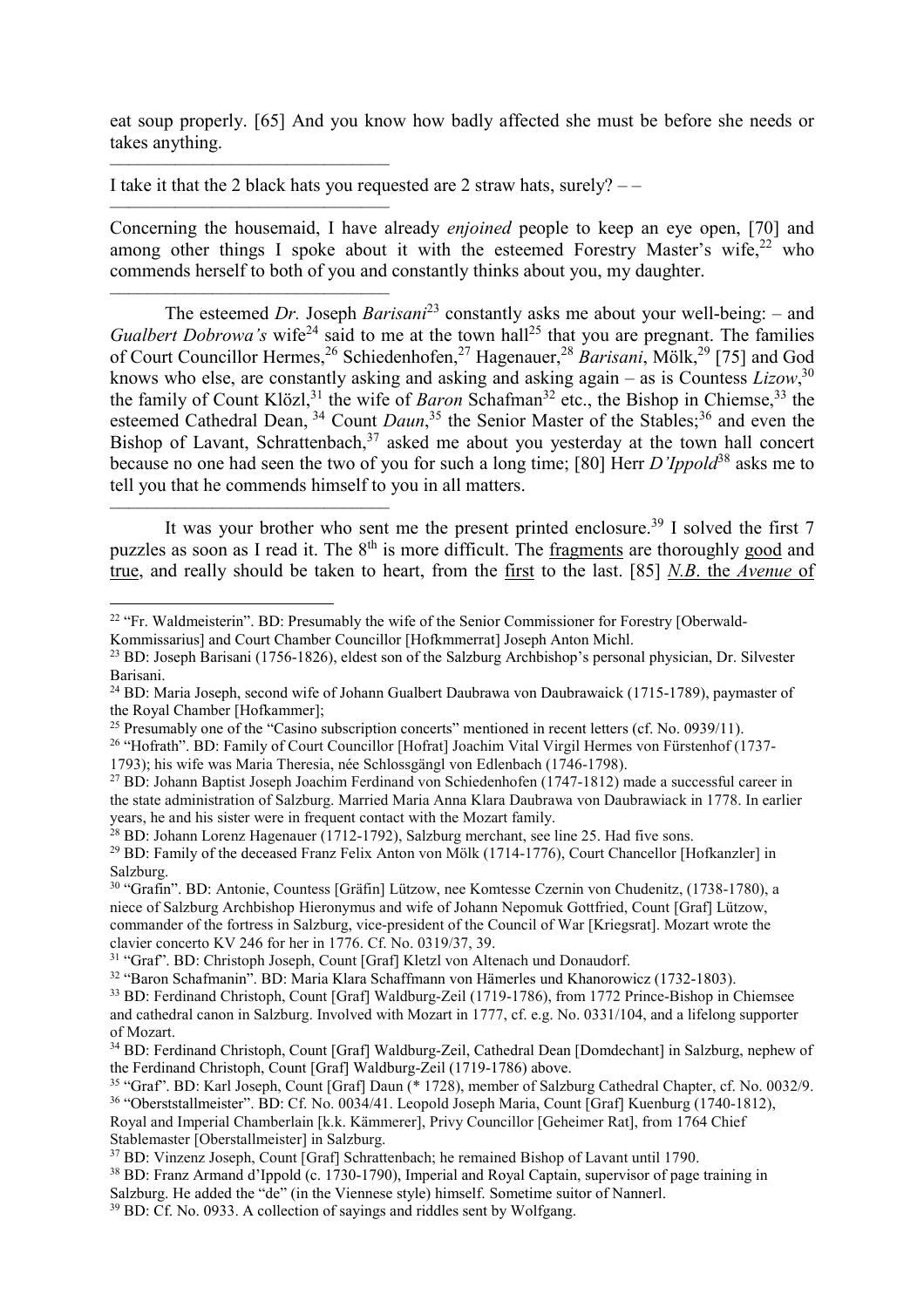eat soup properly. [65] And you know how badly affected she must be before she needs or takes anything.

———————————————

I take it that the 2 black hats you requested are 2 straw hats, surely? – –

———————————————

Concerning the housemaid, I have already *enjoined* people to keep an eye open, [70] and among other things I spoke about it with the esteemed Forestry Master's wife,[22] who commends herself to both of you and constantly thinks about you, my daughter.

———————————————

The esteemed *Dr.* Joseph *Barisani*[23] constantly asks me about your well-being: – and *Gualbert Dobrowa's* wife[24] said to me at the town hall[25] that you are pregnant. The families of Court Councillor Hermes,[26] Schiedenhofen,[27] Hagenauer,[28] *Barisani*, Mölk,[29] [75] and God knows who else, are constantly asking and asking and asking again – as is Countess *Lizow*,[30] the family of Count Klözl,[31] the wife of *Baron* Schafman[32] etc., the Bishop in Chiemse,[33] the esteemed Cathedral Dean, [34] Count *Daun*,[35] the Senior Master of the Stables;[36] and even the Bishop of Lavant, Schrattenbach,[37] asked me about you yesterday at the town hall concert because no one had seen the two of you for such a long time; [80] Herr *D'Ippold*[38] asks me to tell you that he commends himself to you in all matters.

———————————————

It was your brother who sent me the present printed enclosure.[39] I solved the first 7 puzzles as soon as I read it. The 8th is more difficult. The fragments are thoroughly good and true, and really should be taken to heart, from the first to the last. [85] *N.B.* the *Avenue* of

---

[22] "Fr. Waldmeisterin". BD: Presumably the wife of the Senior Commissioner for Forestry [Oberwald-Kommissarius] and Court Chamber Councillor [Hofkmmerrat] Joseph Anton Michl.

[23] BD: Joseph Barisani (1756-1826), eldest son of the Salzburg Archbishop's personal physician, Dr. Silvester Barisani.

[24] BD: Maria Joseph, second wife of Johann Gualbert Daubrawa von Daubrawaick (1715-1789), paymaster of the Royal Chamber [Hofkammer];

[25] Presumably one of the "Casino subscription concerts" mentioned in recent letters (cf. No. 0939/11).

[26] "Hofrath". BD: Family of Court Councillor [Hofrat] Joachim Vital Virgil Hermes von Fürstenhof (1737-1793); his wife was Maria Theresia, née Schlossgängl von Edlenbach (1746-1798).

[27] BD: Johann Baptist Joseph Joachim Ferdinand von Schiedenhofen (1747-1812) made a successful career in the state administration of Salzburg. Married Maria Anna Klara Daubrawa von Daubrawiack in 1778. In earlier years, he and his sister were in frequent contact with the Mozart family.

[28] BD: Johann Lorenz Hagenauer (1712-1792), Salzburg merchant, see line 25. Had five sons.

[29] BD: Family of the deceased Franz Felix Anton von Mölk (1714-1776), Court Chancellor [Hofkanzler] in Salzburg.

[30] "Grafin". BD: Antonie, Countess [Gräfin] Lützow, nee Komtesse Czernin von Chudenitz, (1738-1780), a niece of Salzburg Archbishop Hieronymus and wife of Johann Nepomuk Gottfried, Count [Graf] Lützow, commander of the fortress in Salzburg, vice-president of the Council of War [Kriegsrat]. Mozart wrote the clavier concerto KV 246 for her in 1776. Cf. No. 0319/37, 39.

[31] "Graf". BD: Christoph Joseph, Count [Graf] Kletzl von Altenach und Donaudorf.

[32] "Baron Schafmanin". BD: Maria Klara Schaffmann von Hämerles und Khanorowicz (1732-1803).

[33] BD: Ferdinand Christoph, Count [Graf] Waldburg-Zeil (1719-1786), from 1772 Prince-Bishop in Chiemsee and cathedral canon in Salzburg. Involved with Mozart in 1777, cf. e.g. No. 0331/104, and a lifelong supporter of Mozart.

[34] BD: Ferdinand Christoph, Count [Graf] Waldburg-Zeil, Cathedral Dean [Domdechant] in Salzburg, nephew of the Ferdinand Christoph, Count [Graf] Waldburg-Zeil (1719-1786) above.

[35] "Graf". BD: Karl Joseph, Count [Graf] Daun (* 1728), member of Salzburg Cathedral Chapter, cf. No. 0032/9.

[36] "Oberststallmeister". BD: Cf. No. 0034/41. Leopold Joseph Maria, Count [Graf] Kuenburg (1740-1812), Royal and Imperial Chamberlain [k.k. Kämmerer], Privy Councillor [Geheimer Rat], from 1764 Chief Stablemaster [Oberstallmeister] in Salzburg.

[37] BD: Vinzenz Joseph, Count [Graf] Schrattenbach; he remained Bishop of Lavant until 1790.

[38] BD: Franz Armand d'Ippold (c. 1730-1790), Imperial and Royal Captain, supervisor of page training in Salzburg. He added the "de" (in the Viennese style) himself. Sometime suitor of Nannerl.

[39] BD: Cf. No. 0933. A collection of sayings and riddles sent by Wolfgang.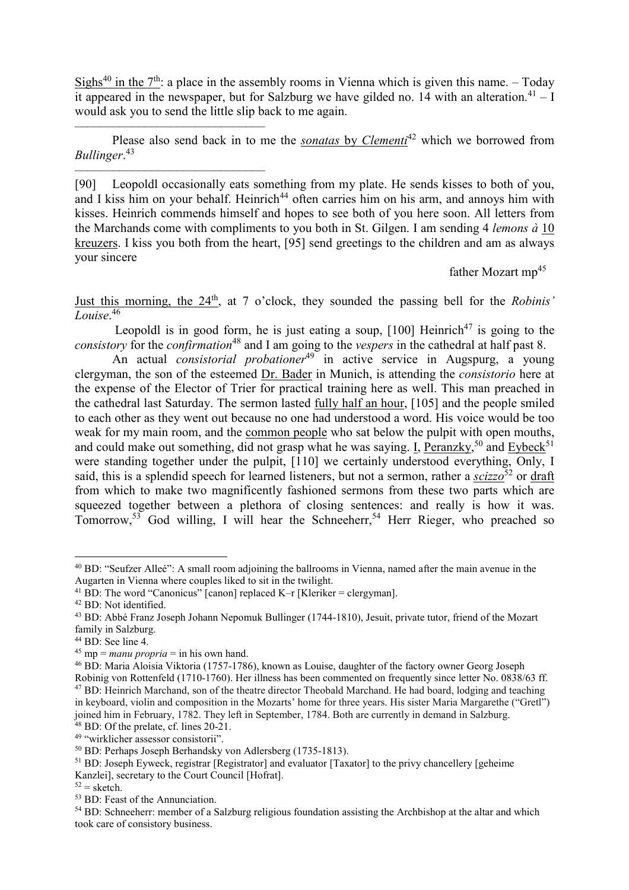Sighs[40] in the 7th: a place in the assembly rooms in Vienna which is given this name. – Today it appeared in the newspaper, but for Salzburg we have gilded no. 14 with an alteration.[41] – I would ask you to send the little slip back to me again.

———————————————

Please also send back in to me the *sonatas* by *Clementi*[42] which we borrowed from *Bullinger*.[43]

———————————————

[90] Leopoldl occasionally eats something from my plate. He sends kisses to both of you, and I kiss him on your behalf. Heinrich[44] often carries him on his arm, and annoys him with kisses. Heinrich commends himself and hopes to see both of you here soon. All letters from the Marchands come with compliments to you both in St. Gilgen. I am sending 4 *lemons à* 10 kreuzers. I kiss you both from the heart, [95] send greetings to the children and am as always your sincere

father Mozart mp[45]

Just this morning, the 24th, at 7 o'clock, they sounded the passing bell for the *Robinis' Louise*.[46]

Leopoldl is in good form, he is just eating a soup, [100] Heinrich[47] is going to the *consistory* for the *confirmation*[48] and I am going to the *vespers* in the cathedral at half past 8.

An actual *consistorial probationer*[49] in active service in Augspurg, a young clergyman, the son of the esteemed Dr. Bader in Munich, is attending the *consistorio* here at the expense of the Elector of Trier for practical training here as well. This man preached in the cathedral last Saturday. The sermon lasted fully half an hour, [105] and the people smiled to each other as they went out because no one had understood a word. His voice would be too weak for my main room, and the common people who sat below the pulpit with open mouths, and could make out something, did not grasp what he was saying. I, Peranzky,[50] and Eybeck[51] were standing together under the pulpit, [110] we certainly understood everything, Only, I said, this is a splendid speech for learned listeners, but not a sermon, rather a *scizzo*[52] or draft from which to make two magnificently fashioned sermons from these two parts which are squeezed together between a plethora of closing sentences: and really is how it was. Tomorrow,[53] God willing, I will hear the Schneeherr,[54] Herr Rieger, who preached so

---

[40] BD: "Seufzer Alleé": A small room adjoining the ballrooms in Vienna, named after the main avenue in the Augarten in Vienna where couples liked to sit in the twilight.

[41] BD: The word "Canonicus" [canon] replaced K–r [Kleriker = clergyman].

[42] BD: Not identified.

[43] BD: Abbé Franz Joseph Johann Nepomuk Bullinger (1744-1810), Jesuit, private tutor, friend of the Mozart family in Salzburg.

[44] BD: See line 4.

[45] mp = *manu propria* = in his own hand.

[46] BD: Maria Aloisia Viktoria (1757-1786), known as Louise, daughter of the factory owner Georg Joseph Robinig von Rottenfeld (1710-1760). Her illness has been commented on frequently since letter No. 0838/63 ff.

[47] BD: Heinrich Marchand, son of the theatre director Theobald Marchand. He had board, lodging and teaching in keyboard, violin and composition in the Mozarts' home for three years. His sister Maria Margarethe ("Gretl") joined him in February, 1782. They left in September, 1784. Both are currently in demand in Salzburg.

[48] BD: Of the prelate, cf. lines 20-21.

[49] "wirklicher assessor consistorii".

[50] BD: Perhaps Joseph Berhandsky von Adlersberg (1735-1813).

[51] BD: Joseph Eyweck, registrar [Registrator] and evaluator [Taxator] to the privy chancellery [geheime Kanzlei], secretary to the Court Council [Hofrat].

[52] = sketch.

[53] BD: Feast of the Annunciation.

[54] BD: Schneeherr: member of a Salzburg religious foundation assisting the Archbishop at the altar and which took care of consistory business.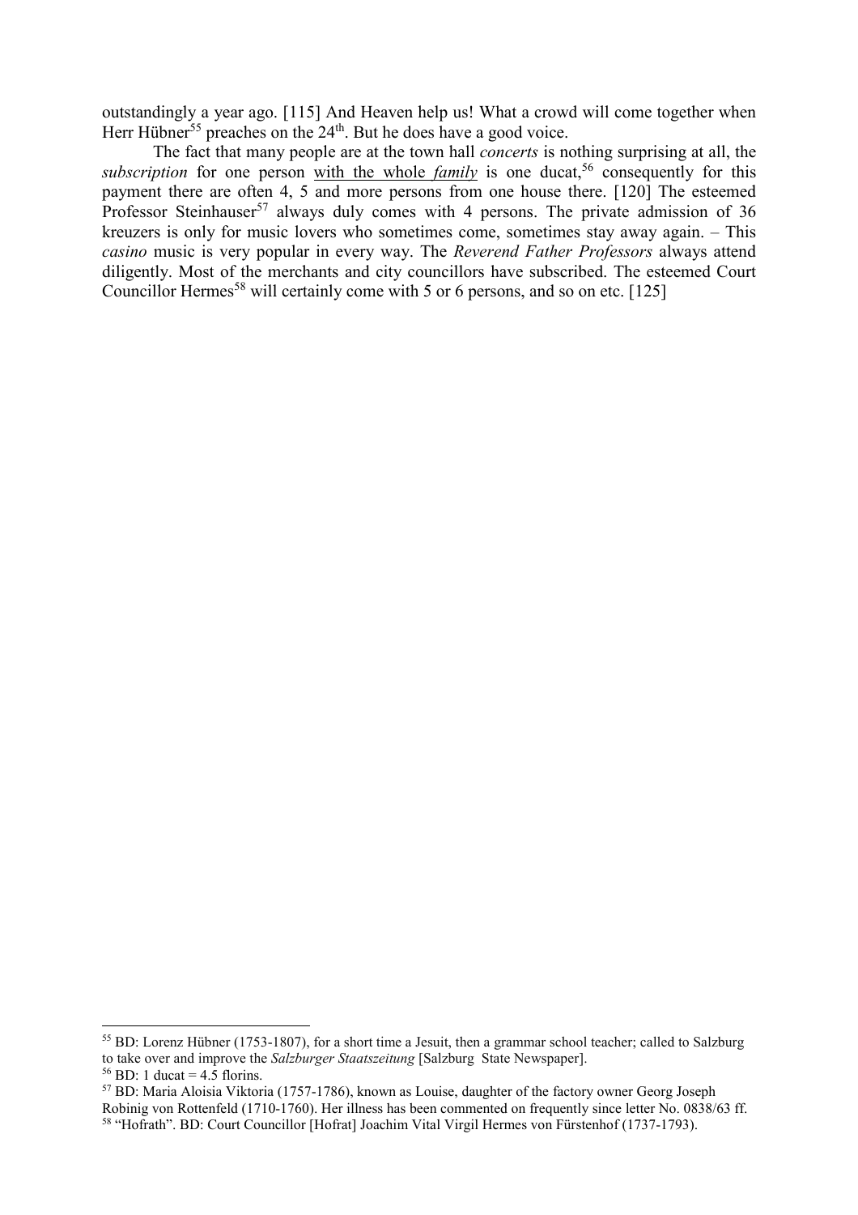outstandingly a year ago. [115] And Heaven help us! What a crowd will come together when Herr Hübner[55] preaches on the 24th. But he does have a good voice.

The fact that many people are at the town hall *concerts* is nothing surprising at all, the *subscription* for one person with the whole *family* is one ducat,[56] consequently for this payment there are often 4, 5 and more persons from one house there. [120] The esteemed Professor Steinhauser[57] always duly comes with 4 persons. The private admission of 36 kreuzers is only for music lovers who sometimes come, sometimes stay away again. – This *casino* music is very popular in every way. The *Reverend Father Professors* always attend diligently. Most of the merchants and city councillors have subscribed. The esteemed Court Councillor Hermes[58] will certainly come with 5 or 6 persons, and so on etc. [125]

---

[55] BD: Lorenz Hübner (1753-1807), for a short time a Jesuit, then a grammar school teacher; called to Salzburg to take over and improve the *Salzburger Staatszeitung* [Salzburg State Newspaper].

[56] BD: 1 ducat = 4.5 florins.

[57] BD: Maria Aloisia Viktoria (1757-1786), known as Louise, daughter of the factory owner Georg Joseph Robinig von Rottenfeld (1710-1760). Her illness has been commented on frequently since letter No. 0838/63 ff.

[58] "Hofrath". BD: Court Councillor [Hofrat] Joachim Vital Virgil Hermes von Fürstenhof (1737-1793).